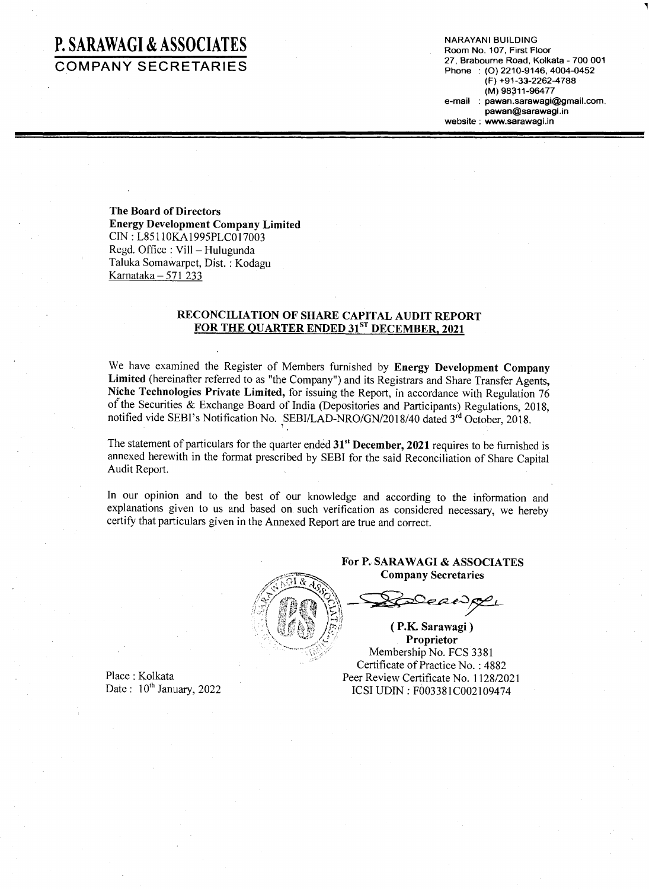# P. SARAWAGI & ASSOCIATES
## COMPANY SECRETARIES

NARAYANI BUILDING
Room No. 107, First Floor
27, Brabourne Road, Kolkata - 700 001
Phone : (O) 2210-9146, 4004-0452
(F) +91-33-2262-4788
(M) 98311-96477
e-mail : pawan.sarawagi@gmail.com.
pawan@sarawagi.in
website : www.sarawagi.in

---

**The Board of Directors**
**Energy Development Company Limited**
CIN : L85110KA1995PLC017003
Regd. Office : Vill – Hulugunda
Taluka Somawarpet, Dist. : Kodagu
Karnataka – 571 233

### RECONCILIATION OF SHARE CAPITAL AUDIT REPORT FOR THE QUARTER ENDED 31ST DECEMBER, 2021

We have examined the Register of Members furnished by **Energy Development Company Limited** (hereinafter referred to as "the Company") and its Registrars and Share Transfer Agents, **Niche Technologies Private Limited,** for issuing the Report, in accordance with Regulation 76 of the Securities & Exchange Board of India (Depositories and Participants) Regulations, 2018, notified vide SEBI's Notification No. SEBI/LAD-NRO/GN/2018/40 dated 3rd October, 2018.

The statement of particulars for the quarter ended **31st December, 2021** requires to be furnished is annexed herewith in the format prescribed by SEBI for the said Reconciliation of Share Capital Audit Report.

In our opinion and to the best of our knowledge and according to the information and explanations given to us and based on such verification as considered necessary, we hereby certify that particulars given in the Annexed Report are true and correct.

**For P. SARAWAGI & ASSOCIATES**
**Company Secretaries**

**( P.K. Sarawagi )**
**Proprietor**
Membership No. FCS 3381
Certificate of Practice No. : 4882
Peer Review Certificate No. 1128/2021
ICSI UDIN : F003381C002109474

Place : Kolkata
Date : 10th January, 2022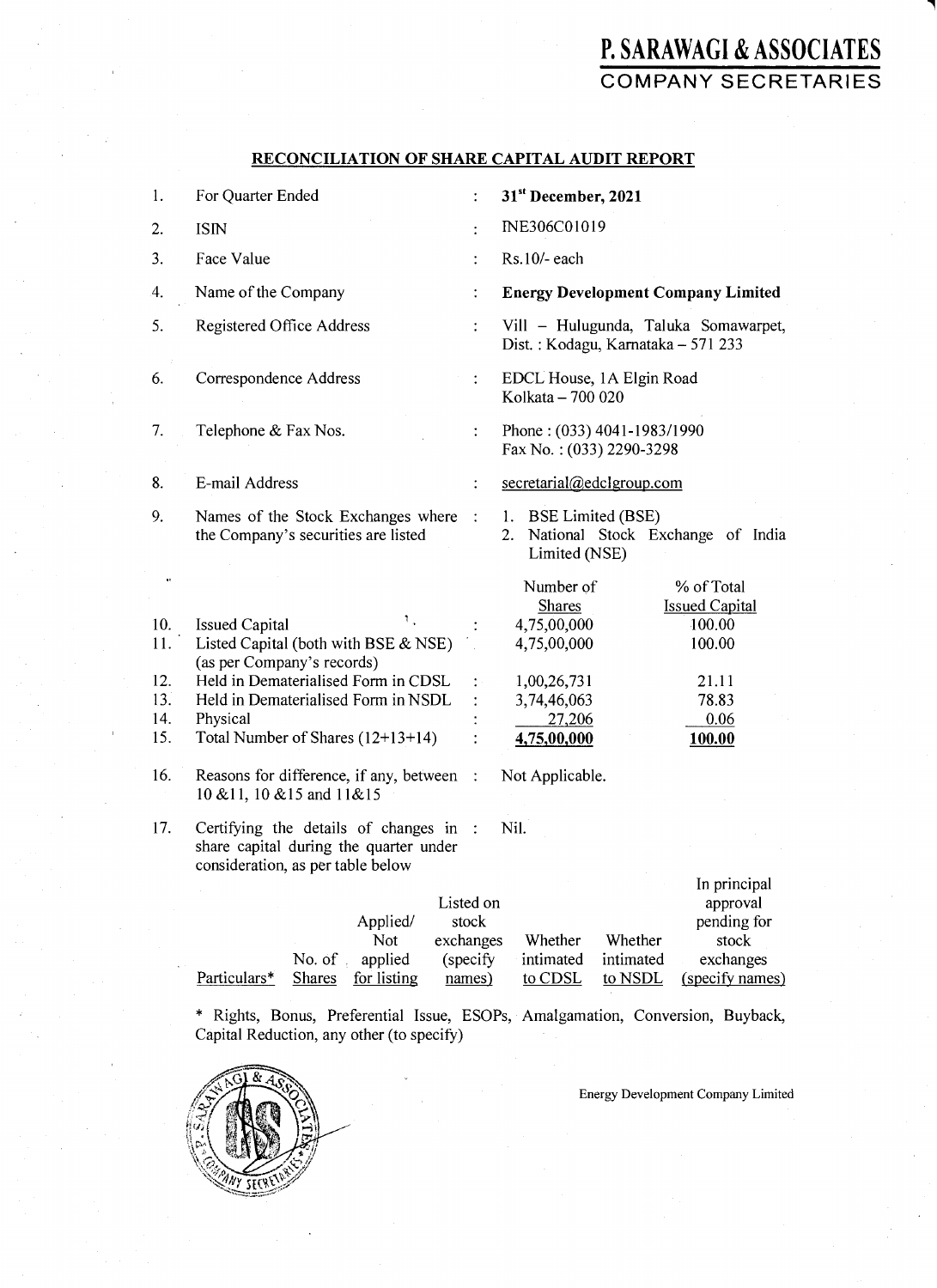# P. SARAWAGI & ASSOCIATES
## COMPANY SECRETARIES

### RECONCILIATION OF SHARE CAPITAL AUDIT REPORT

| | | | |
|---|---|---|---|
| 1. | For Quarter Ended | : | **31st December, 2021** |
| 2. | ISIN | : | INE306C01019 |
| 3. | Face Value | : | Rs.10/- each |
| 4. | Name of the Company | : | **Energy Development Company Limited** |
| 5. | Registered Office Address | : | Vill – Hulugunda, Taluka Somawarpet, Dist. : Kodagu, Karnataka – 571 233 |
| 6. | Correspondence Address | : | EDCL House, 1A Elgin Road Kolkata – 700 020 |
| 7. | Telephone & Fax Nos. | : | Phone : (033) 4041-1983/1990 Fax No. : (033) 2290-3298 |
| 8. | E-mail Address | : | secretarial@edclgroup.com |
| 9. | Names of the Stock Exchanges where the Company's securities are listed | : | 1. BSE Limited (BSE) 2. National Stock Exchange of India Limited (NSE) |

| | | | Number of Shares | % of Total Issued Capital |
|---|---|---|---|---|
| 10. | Issued Capital | : | 4,75,00,000 | 100.00 |
| 11. | Listed Capital (both with BSE & NSE) (as per Company's records) | | 4,75,00,000 | 100.00 |
| 12. | Held in Dematerialised Form in CDSL | : | 1,00,26,731 | 21.11 |
| 13. | Held in Dematerialised Form in NSDL | : | 3,74,46,063 | 78.83 |
| 14. | Physical | : | 27,206 | 0.06 |
| 15. | Total Number of Shares (12+13+14) | : | **4,75,00,000** | **100.00** |

| | | | |
|---|---|---|---|
| 16. | Reasons for difference, if any, between 10 &11, 10 &15 and 11&15 | : | Not Applicable. |
| 17. | Certifying the details of changes in share capital during the quarter under consideration, as per table below | : | Nil. |

| Particulars* | No. of Shares | Applied/ Not applied for listing | Listed on stock exchanges (specify names) | Whether intimated to CDSL | Whether intimated to NSDL | In principal approval pending for stock exchanges (specify names) |
|---|---|---|---|---|---|---|

\* Rights, Bonus, Preferential Issue, ESOPs, Amalgamation, Conversion, Buyback, Capital Reduction, any other (to specify)

Energy Development Company Limited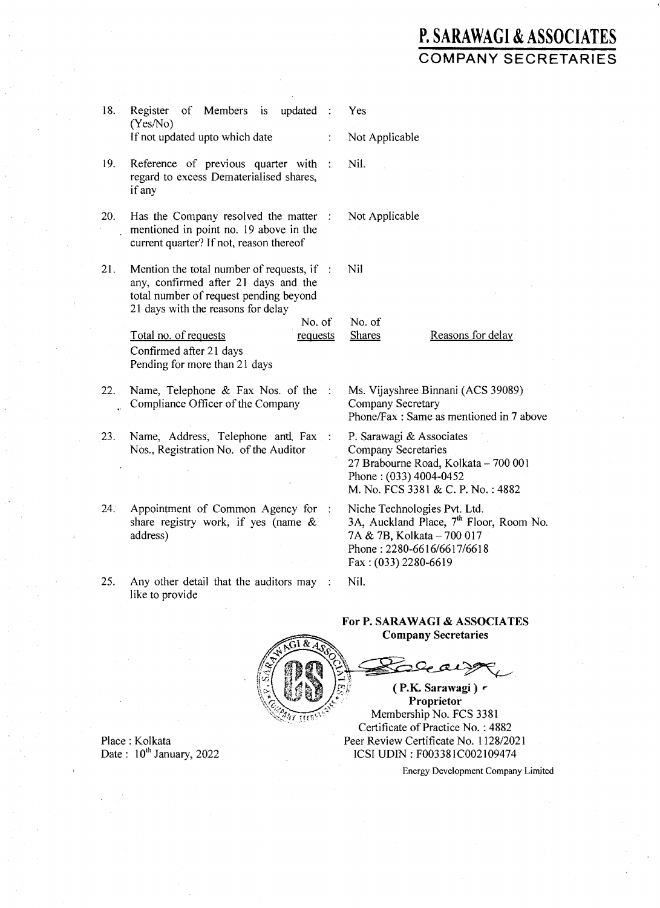| | | | |
|---|---|---|---|
| 18. | Register of Members is updated (Yes/No) | : | Yes |
| | If not updated upto which date | : | Not Applicable |
| 19. | Reference of previous quarter with regard to excess Dematerialised shares, if any | : | Nil. |
| 20. | Has the Company resolved the matter mentioned in point no. 19 above in the current quarter? If not, reason thereof | : | Not Applicable |
| 21. | Mention the total number of requests, if any, confirmed after 21 days and the total number of request pending beyond 21 days with the reasons for delay | : | Nil |

| Total no. of requests | No. of requests | No. of Shares | Reasons for delay |
|---|---|---|---|
| Confirmed after 21 days | | | |
| Pending for more than 21 days | | | |

| | | | |
|---|---|---|---|
| 22. | Name, Telephone & Fax Nos. of the Compliance Officer of the Company | : | Ms. Vijayshree Binnani (ACS 39089)<br>Company Secretary<br>Phone/Fax : Same as mentioned in 7 above |
| 23. | Name, Address, Telephone and Fax Nos., Registration No. of the Auditor | : | P. Sarawagi & Associates<br>Company Secretaries<br>27 Brabourne Road, Kolkata – 700 001<br>Phone : (033) 4004-0452<br>M. No. FCS 3381 & C. P. No. : 4882 |
| 24. | Appointment of Common Agency for share registry work, if yes (name & address) | : | Niche Technologies Pvt. Ltd.<br>3A, Auckland Place, 7th Floor, Room No. 7A & 7B, Kolkata – 700 017<br>Phone : 2280-6616/6617/6618<br>Fax : (033) 2280-6619 |
| 25. | Any other detail that the auditors may like to provide | : | Nil. |

**For P. SARAWAGI & ASSOCIATES**
**Company Secretaries**

**( P.K. Sarawagi )**
**Proprietor**
Membership No. FCS 3381
Certificate of Practice No. : 4882
Peer Review Certificate No. 1128/2021
ICSI UDIN : F003381C002109474

Place : Kolkata
Date : 10th January, 2022

Energy Development Company Limited